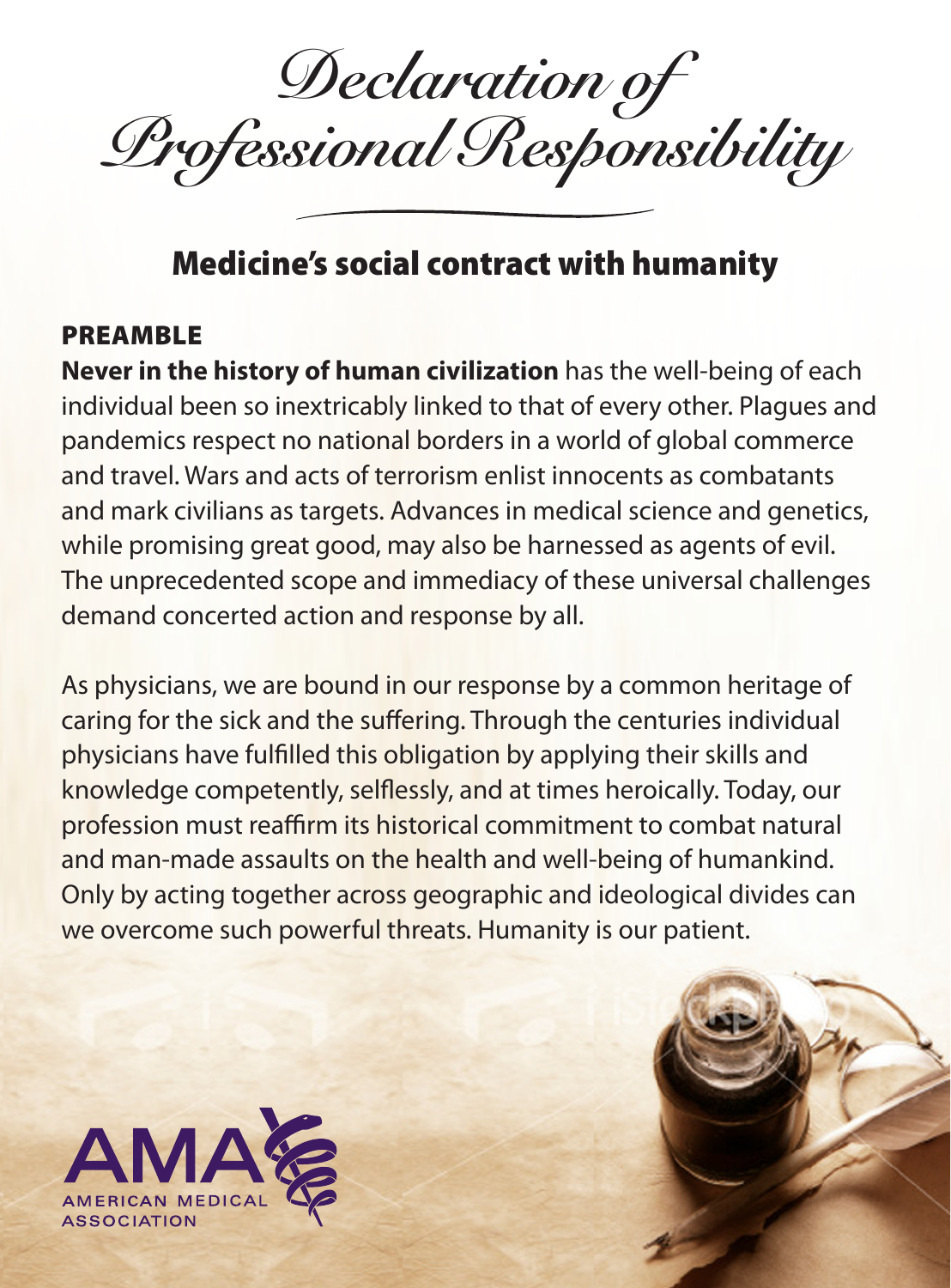# *Declaration of Professional Responsibility*

## Medicine's social contract with humanity

### PREAMBLE

**Never in the history of human civilization** has the well-being of each individual been so inextricably linked to that of every other. Plagues and pandemics respect no national borders in a world of global commerce and travel. Wars and acts of terrorism enlist innocents as combatants and mark civilians as targets. Advances in medical science and genetics, while promising great good, may also be harnessed as agents of evil. The unprecedented scope and immediacy of these universal challenges demand concerted action and response by all.

As physicians, we are bound in our response by a common heritage of caring for the sick and the suffering. Through the centuries individual physicians have fulfilled this obligation by applying their skills and knowledge competently, selflessly, and at times heroically. Today, our profession must reaffirm its historical commitment to combat natural and man-made assaults on the health and well-being of humankind. Only by acting together across geographic and ideological divides can we overcome such powerful threats. Humanity is our patient.

AMA AMERICAN MEDICAL ASSOCIATION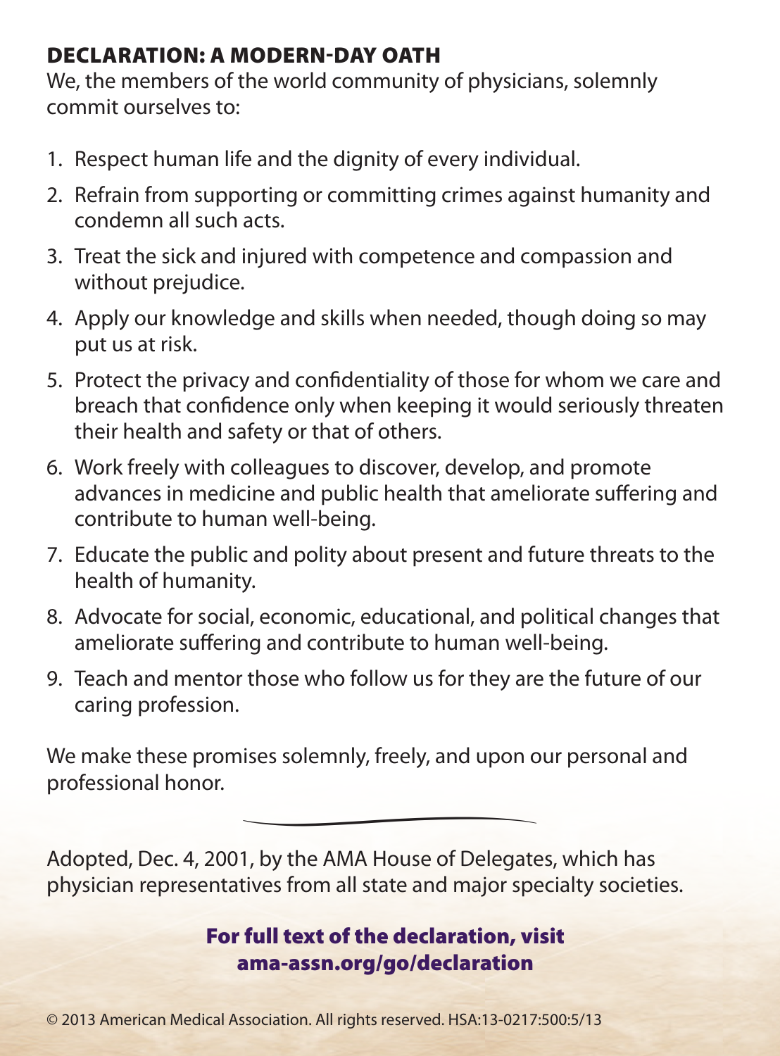## DECLARATION: A MODERN-DAY OATH

We, the members of the world community of physicians, solemnly commit ourselves to:

1. Respect human life and the dignity of every individual.
2. Refrain from supporting or committing crimes against humanity and condemn all such acts.
3. Treat the sick and injured with competence and compassion and without prejudice.
4. Apply our knowledge and skills when needed, though doing so may put us at risk.
5. Protect the privacy and confidentiality of those for whom we care and breach that confidence only when keeping it would seriously threaten their health and safety or that of others.
6. Work freely with colleagues to discover, develop, and promote advances in medicine and public health that ameliorate suffering and contribute to human well-being.
7. Educate the public and polity about present and future threats to the health of humanity.
8. Advocate for social, economic, educational, and political changes that ameliorate suffering and contribute to human well-being.
9. Teach and mentor those who follow us for they are the future of our caring profession.

We make these promises solemnly, freely, and upon our personal and professional honor.

---

Adopted, Dec. 4, 2001, by the AMA House of Delegates, which has physician representatives from all state and major specialty societies.

**For full text of the declaration, visit ama-assn.org/go/declaration**

© 2013 American Medical Association. All rights reserved. HSA:13-0217:500:5/13